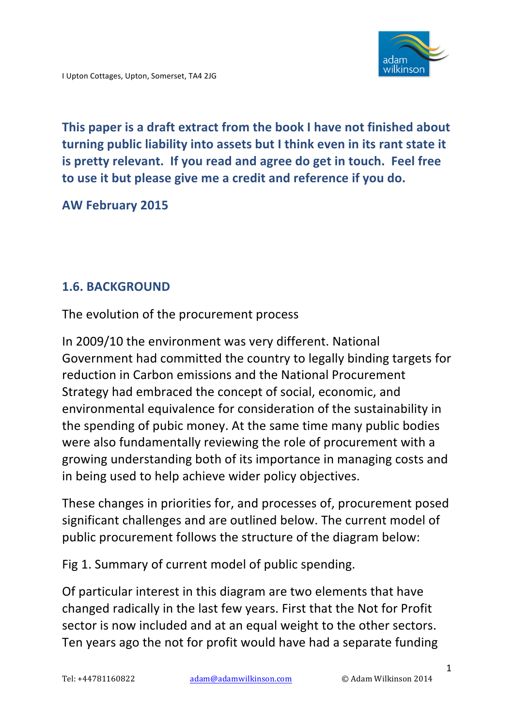I Upton Cottages, Upton, Somerset, TA4 2JG

**This paper is a draft extract from the book I have not finished about turning public liability into assets but I think even in its rant state it is pretty relevant. If you read and agree do get in touch. Feel free to use it but please give me a credit and reference if you do.**

**AW February 2015**

## 1.6. BACKGROUND

The evolution of the procurement process

In 2009/10 the environment was very different. National Government had committed the country to legally binding targets for reduction in Carbon emissions and the National Procurement Strategy had embraced the concept of social, economic, and environmental equivalence for consideration of the sustainability in the spending of pubic money. At the same time many public bodies were also fundamentally reviewing the role of procurement with a growing understanding both of its importance in managing costs and in being used to help achieve wider policy objectives.

These changes in priorities for, and processes of, procurement posed significant challenges and are outlined below. The current model of public procurement follows the structure of the diagram below:

Fig 1. Summary of current model of public spending.

Of particular interest in this diagram are two elements that have changed radically in the last few years. First that the Not for Profit sector is now included and at an equal weight to the other sectors. Ten years ago the not for profit would have had a separate funding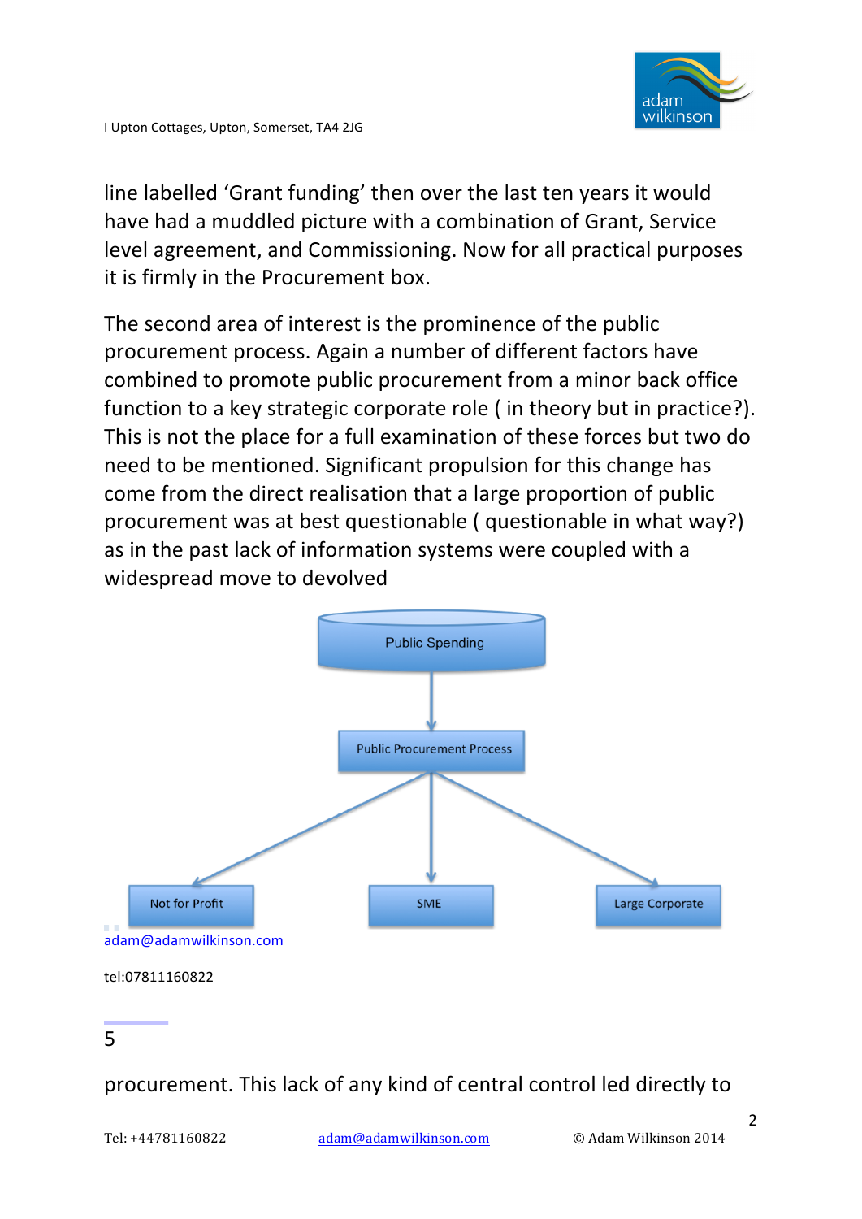line labelled 'Grant funding' then over the last ten years it would have had a muddled picture with a combination of Grant, Service level agreement, and Commissioning. Now for all practical purposes it is firmly in the Procurement box.

The second area of interest is the prominence of the public procurement process. Again a number of different factors have combined to promote public procurement from a minor back office function to a key strategic corporate role ( in theory but in practice?). This is not the place for a full examination of these forces but two do need to be mentioned. Significant propulsion for this change has come from the direct realisation that a large proportion of public procurement was at best questionable ( questionable in what way?) as in the past lack of information systems were coupled with a widespread move to devolved

Public Spending

Public Procurement Process

Not for Profit

SME

Large Corporate

adam@adamwilkinson.com

tel:07811160822

5

procurement. This lack of any kind of central control led directly to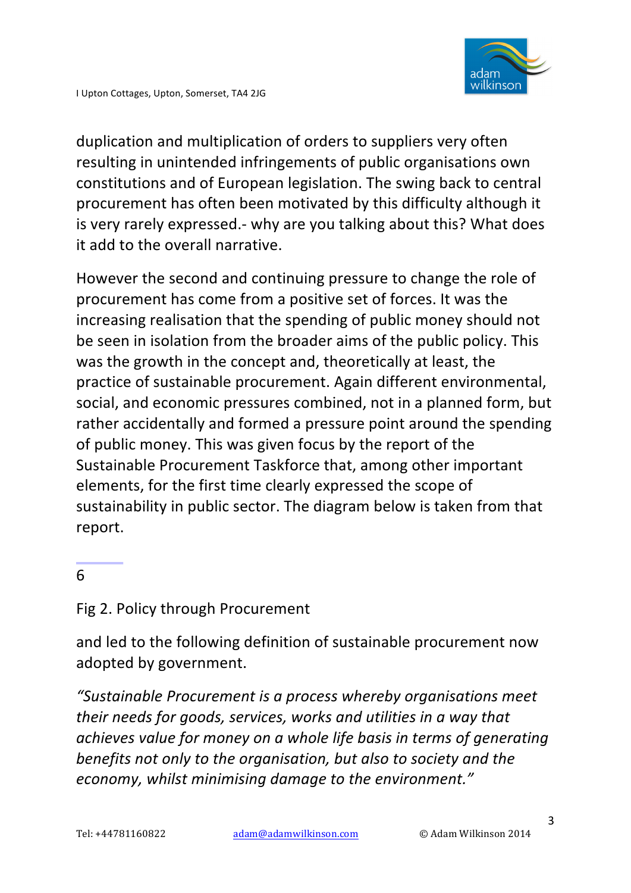duplication and multiplication of orders to suppliers very often resulting in unintended infringements of public organisations own constitutions and of European legislation. The swing back to central procurement has often been motivated by this difficulty although it is very rarely expressed.- why are you talking about this? What does it add to the overall narrative.

However the second and continuing pressure to change the role of procurement has come from a positive set of forces. It was the increasing realisation that the spending of public money should not be seen in isolation from the broader aims of the public policy. This was the growth in the concept and, theoretically at least, the practice of sustainable procurement. Again different environmental, social, and economic pressures combined, not in a planned form, but rather accidentally and formed a pressure point around the spending of public money. This was given focus by the report of the Sustainable Procurement Taskforce that, among other important elements, for the first time clearly expressed the scope of sustainability in public sector. The diagram below is taken from that report.

6

Fig 2. Policy through Procurement

and led to the following definition of sustainable procurement now adopted by government.

*"Sustainable Procurement is a process whereby organisations meet their needs for goods, services, works and utilities in a way that achieves value for money on a whole life basis in terms of generating benefits not only to the organisation, but also to society and the economy, whilst minimising damage to the environment."*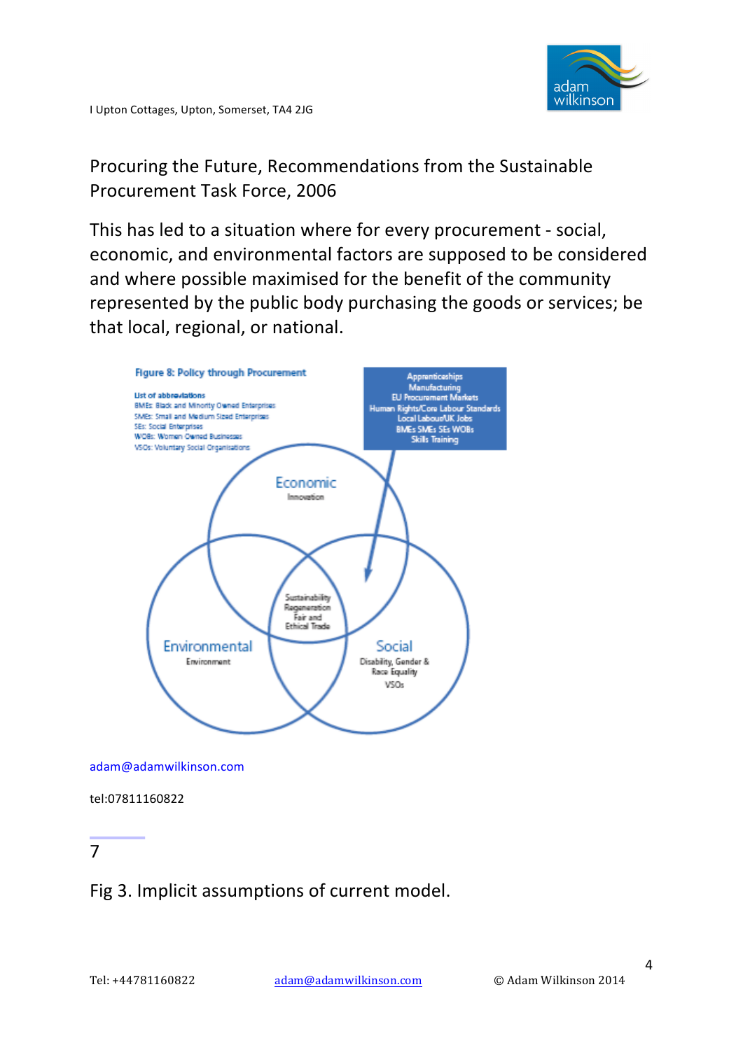Procuring the Future, Recommendations from the Sustainable Procurement Task Force, 2006

This has led to a situation where for every procurement - social, economic, and environmental factors are supposed to be considered and where possible maximised for the benefit of the community represented by the public body purchasing the goods or services; be that local, regional, or national.

**Figure 8: Policy through Procurement**

List of abbreviations
BMEs: Black and Minority Owned Enterprises
SMEs: Small and Medium Sized Enterprises
SEs: Social Enterprises
WOBs: Women Owned Businesses
VSOs: Voluntary Social Organisations

Apprenticeships
Manufacturing
EU Procurement Markets
Human Rights/Core Labour Standards
Local Labour/UK Jobs
BMEs SMEs SEs WOBs
Skills Training

Economic
Innovation

Sustainability
Regeneration
Fair and
Ethical Trade

Environmental
Environment

Social
Disability, Gender &
Race Equality
VSOs

adam@adamwilkinson.com

tel:07811160822

7

Fig 3. Implicit assumptions of current model.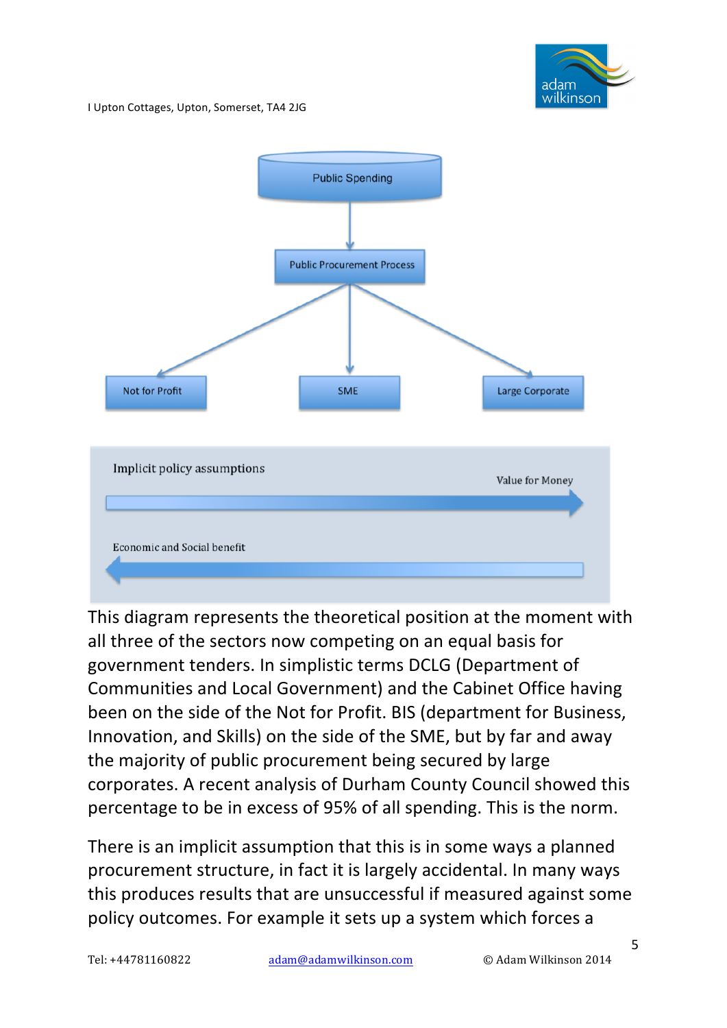Public Spending

Public Procurement Process

Not for Profit | SME | Large Corporate

Implicit policy assumptions

Value for Money

Economic and Social benefit

This diagram represents the theoretical position at the moment with all three of the sectors now competing on an equal basis for government tenders. In simplistic terms DCLG (Department of Communities and Local Government) and the Cabinet Office having been on the side of the Not for Profit. BIS (department for Business, Innovation, and Skills) on the side of the SME, but by far and away the majority of public procurement being secured by large corporates. A recent analysis of Durham County Council showed this percentage to be in excess of 95% of all spending. This is the norm.

There is an implicit assumption that this is in some ways a planned procurement structure, in fact it is largely accidental. In many ways this produces results that are unsuccessful if measured against some policy outcomes. For example it sets up a system which forces a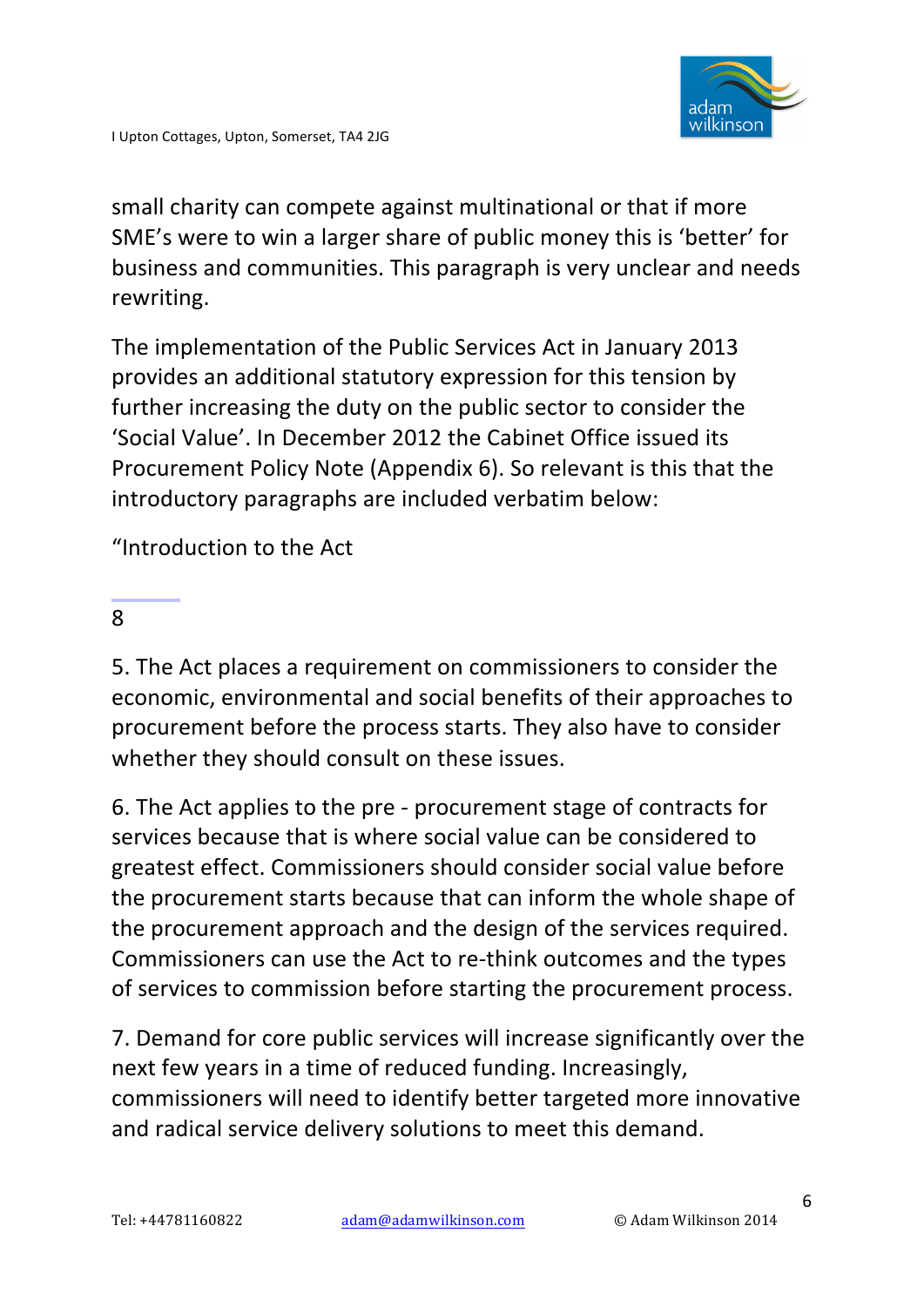small charity can compete against multinational or that if more SME's were to win a larger share of public money this is 'better' for business and communities. This paragraph is very unclear and needs rewriting.

The implementation of the Public Services Act in January 2013 provides an additional statutory expression for this tension by further increasing the duty on the public sector to consider the 'Social Value'. In December 2012 the Cabinet Office issued its Procurement Policy Note (Appendix 6). So relevant is this that the introductory paragraphs are included verbatim below:

"Introduction to the Act

8

5. The Act places a requirement on commissioners to consider the economic, environmental and social benefits of their approaches to procurement before the process starts. They also have to consider whether they should consult on these issues.

6. The Act applies to the pre - procurement stage of contracts for services because that is where social value can be considered to greatest effect. Commissioners should consider social value before the procurement starts because that can inform the whole shape of the procurement approach and the design of the services required. Commissioners can use the Act to re-think outcomes and the types of services to commission before starting the procurement process.

7. Demand for core public services will increase significantly over the next few years in a time of reduced funding. Increasingly, commissioners will need to identify better targeted more innovative and radical service delivery solutions to meet this demand.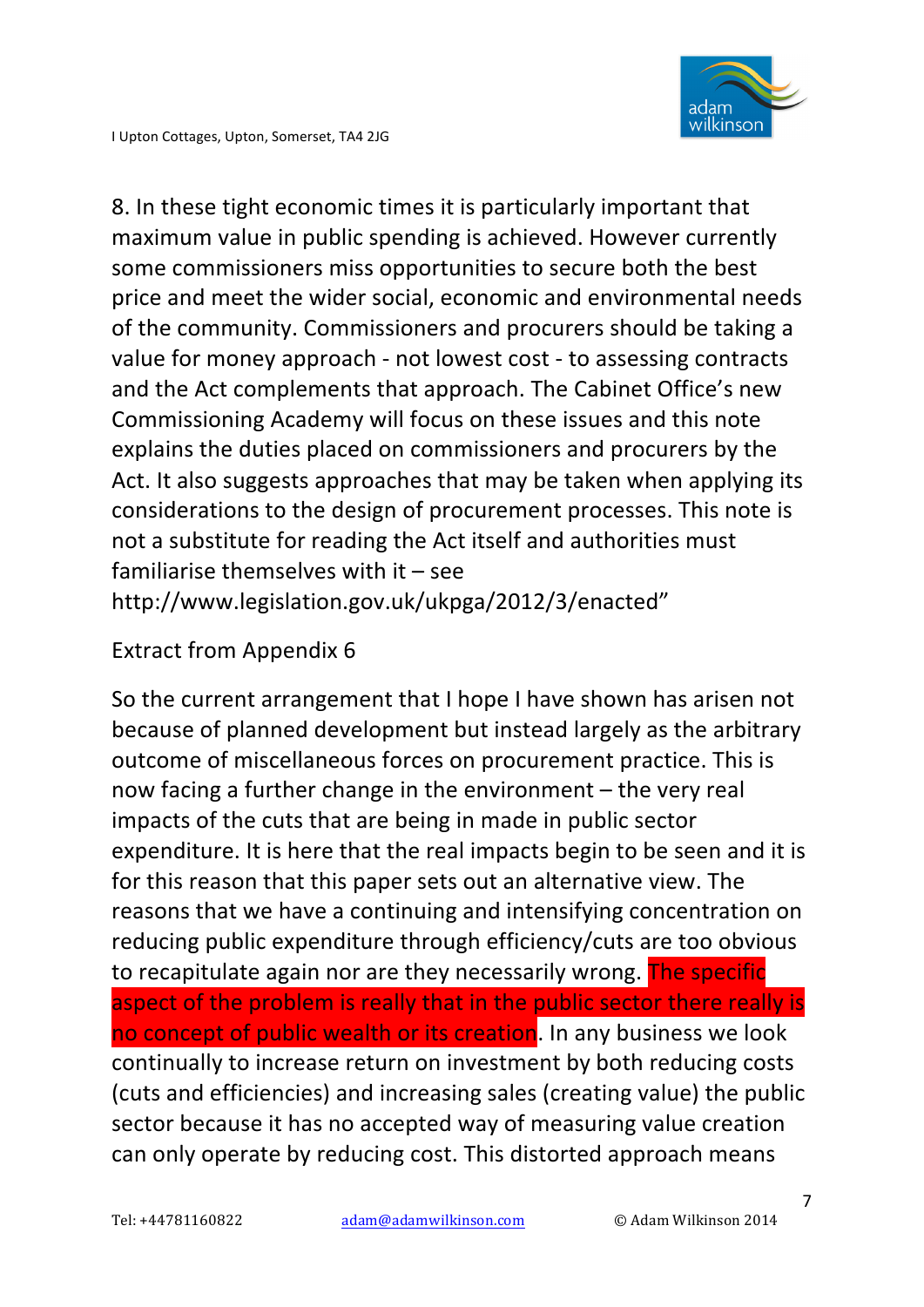8. In these tight economic times it is particularly important that maximum value in public spending is achieved. However currently some commissioners miss opportunities to secure both the best price and meet the wider social, economic and environmental needs of the community. Commissioners and procurers should be taking a value for money approach - not lowest cost - to assessing contracts and the Act complements that approach. The Cabinet Office's new Commissioning Academy will focus on these issues and this note explains the duties placed on commissioners and procurers by the Act. It also suggests approaches that may be taken when applying its considerations to the design of procurement processes. This note is not a substitute for reading the Act itself and authorities must familiarise themselves with it – see http://www.legislation.gov.uk/ukpga/2012/3/enacted"

Extract from Appendix 6

So the current arrangement that I hope I have shown has arisen not because of planned development but instead largely as the arbitrary outcome of miscellaneous forces on procurement practice. This is now facing a further change in the environment – the very real impacts of the cuts that are being in made in public sector expenditure. It is here that the real impacts begin to be seen and it is for this reason that this paper sets out an alternative view. The reasons that we have a continuing and intensifying concentration on reducing public expenditure through efficiency/cuts are too obvious to recapitulate again nor are they necessarily wrong. The specific aspect of the problem is really that in the public sector there really is no concept of public wealth or its creation. In any business we look continually to increase return on investment by both reducing costs (cuts and efficiencies) and increasing sales (creating value) the public sector because it has no accepted way of measuring value creation can only operate by reducing cost. This distorted approach means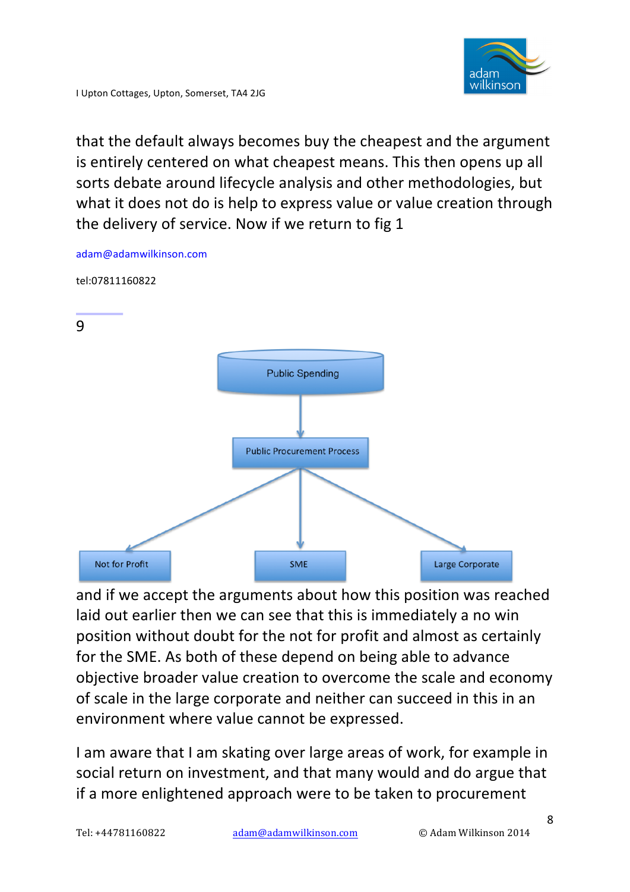that the default always becomes buy the cheapest and the argument is entirely centered on what cheapest means. This then opens up all sorts debate around lifecycle analysis and other methodologies, but what it does not do is help to express value or value creation through the delivery of service. Now if we return to fig 1

Public Spending

Public Procurement Process

Not for Profit | SME | Large Corporate

and if we accept the arguments about how this position was reached laid out earlier then we can see that this is immediately a no win position without doubt for the not for profit and almost as certainly for the SME. As both of these depend on being able to advance objective broader value creation to overcome the scale and economy of scale in the large corporate and neither can succeed in this in an environment where value cannot be expressed.

I am aware that I am skating over large areas of work, for example in social return on investment, and that many would and do argue that if a more enlightened approach were to be taken to procurement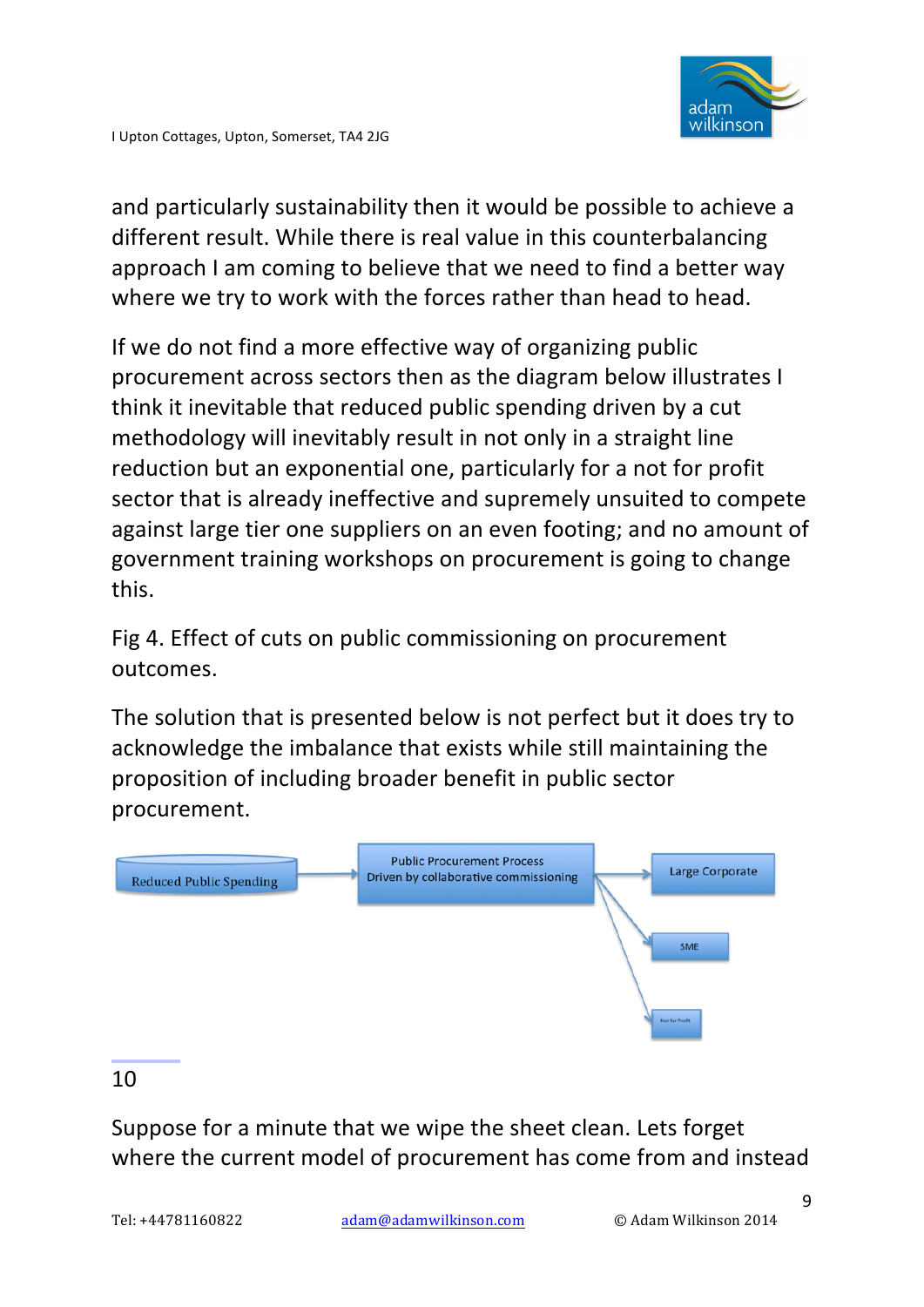and particularly sustainability then it would be possible to achieve a different result. While there is real value in this counterbalancing approach I am coming to believe that we need to find a better way where we try to work with the forces rather than head to head.

If we do not find a more effective way of organizing public procurement across sectors then as the diagram below illustrates I think it inevitable that reduced public spending driven by a cut methodology will inevitably result in not only in a straight line reduction but an exponential one, particularly for a not for profit sector that is already ineffective and supremely unsuited to compete against large tier one suppliers on an even footing; and no amount of government training workshops on procurement is going to change this.

Fig 4. Effect of cuts on public commissioning on procurement outcomes.

The solution that is presented below is not perfect but it does try to acknowledge the imbalance that exists while still maintaining the proposition of including broader benefit in public sector procurement.

Reduced Public Spending → Public Procurement Process Driven by collaborative commissioning → Large Corporate / SME / Not for Profit

10

Suppose for a minute that we wipe the sheet clean. Lets forget where the current model of procurement has come from and instead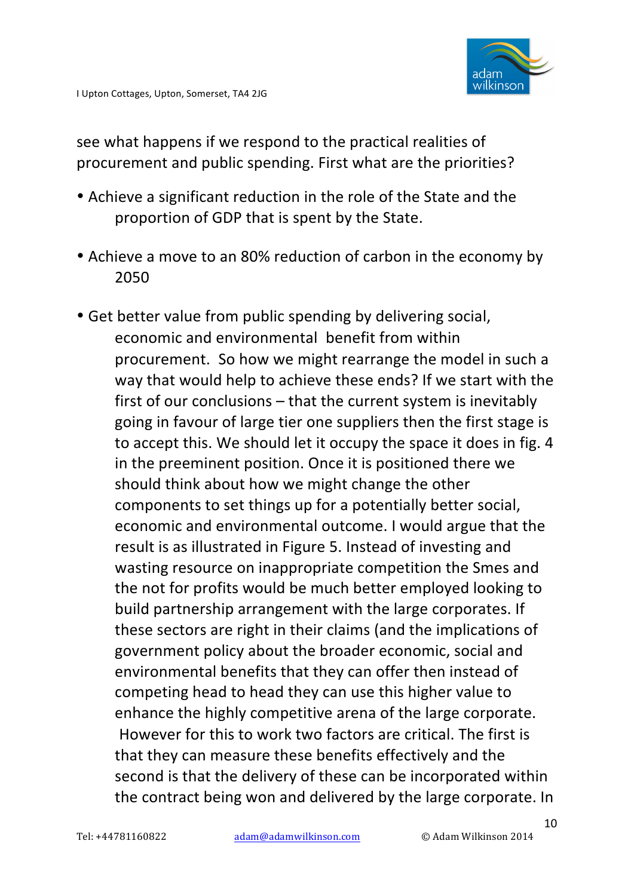see what happens if we respond to the practical realities of procurement and public spending. First what are the priorities?

- Achieve a significant reduction in the role of the State and the proportion of GDP that is spent by the State.
- Achieve a move to an 80% reduction of carbon in the economy by 2050
- Get better value from public spending by delivering social, economic and environmental benefit from within procurement. So how we might rearrange the model in such a way that would help to achieve these ends? If we start with the first of our conclusions – that the current system is inevitably going in favour of large tier one suppliers then the first stage is to accept this. We should let it occupy the space it does in fig. 4 in the preeminent position. Once it is positioned there we should think about how we might change the other components to set things up for a potentially better social, economic and environmental outcome. I would argue that the result is as illustrated in Figure 5. Instead of investing and wasting resource on inappropriate competition the Smes and the not for profits would be much better employed looking to build partnership arrangement with the large corporates. If these sectors are right in their claims (and the implications of government policy about the broader economic, social and environmental benefits that they can offer then instead of competing head to head they can use this higher value to enhance the highly competitive arena of the large corporate. However for this to work two factors are critical. The first is that they can measure these benefits effectively and the second is that the delivery of these can be incorporated within the contract being won and delivered by the large corporate. In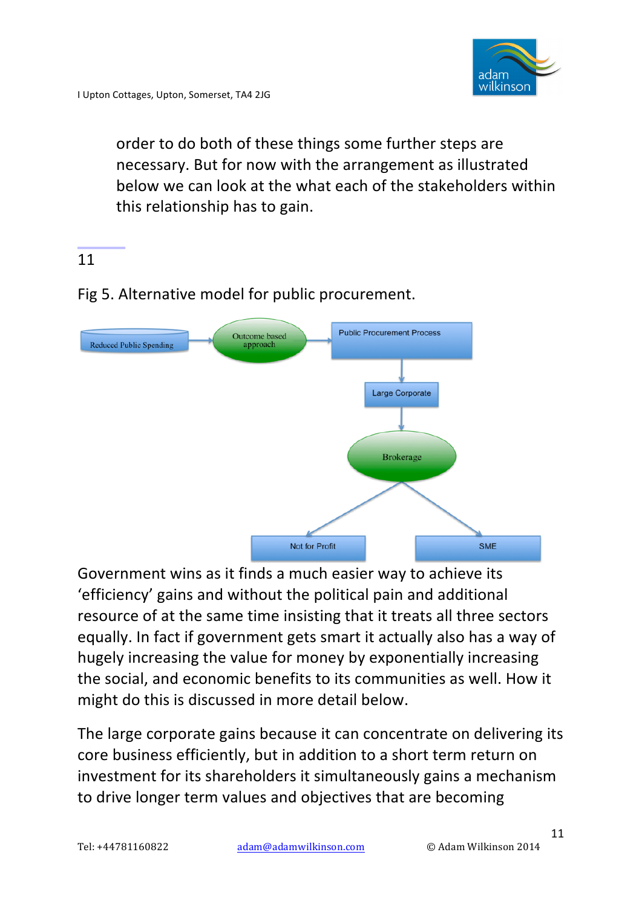order to do both of these things some further steps are necessary. But for now with the arrangement as illustrated below we can look at the what each of the stakeholders within this relationship has to gain.

11

Fig 5. Alternative model for public procurement.

Reduced Public Spending → Outcome based approach → Public Procurement Process → Large Corporate → Brokerage → Not for Profit / SME

Government wins as it finds a much easier way to achieve its 'efficiency' gains and without the political pain and additional resource of at the same time insisting that it treats all three sectors equally. In fact if government gets smart it actually also has a way of hugely increasing the value for money by exponentially increasing the social, and economic benefits to its communities as well. How it might do this is discussed in more detail below.

The large corporate gains because it can concentrate on delivering its core business efficiently, but in addition to a short term return on investment for its shareholders it simultaneously gains a mechanism to drive longer term values and objectives that are becoming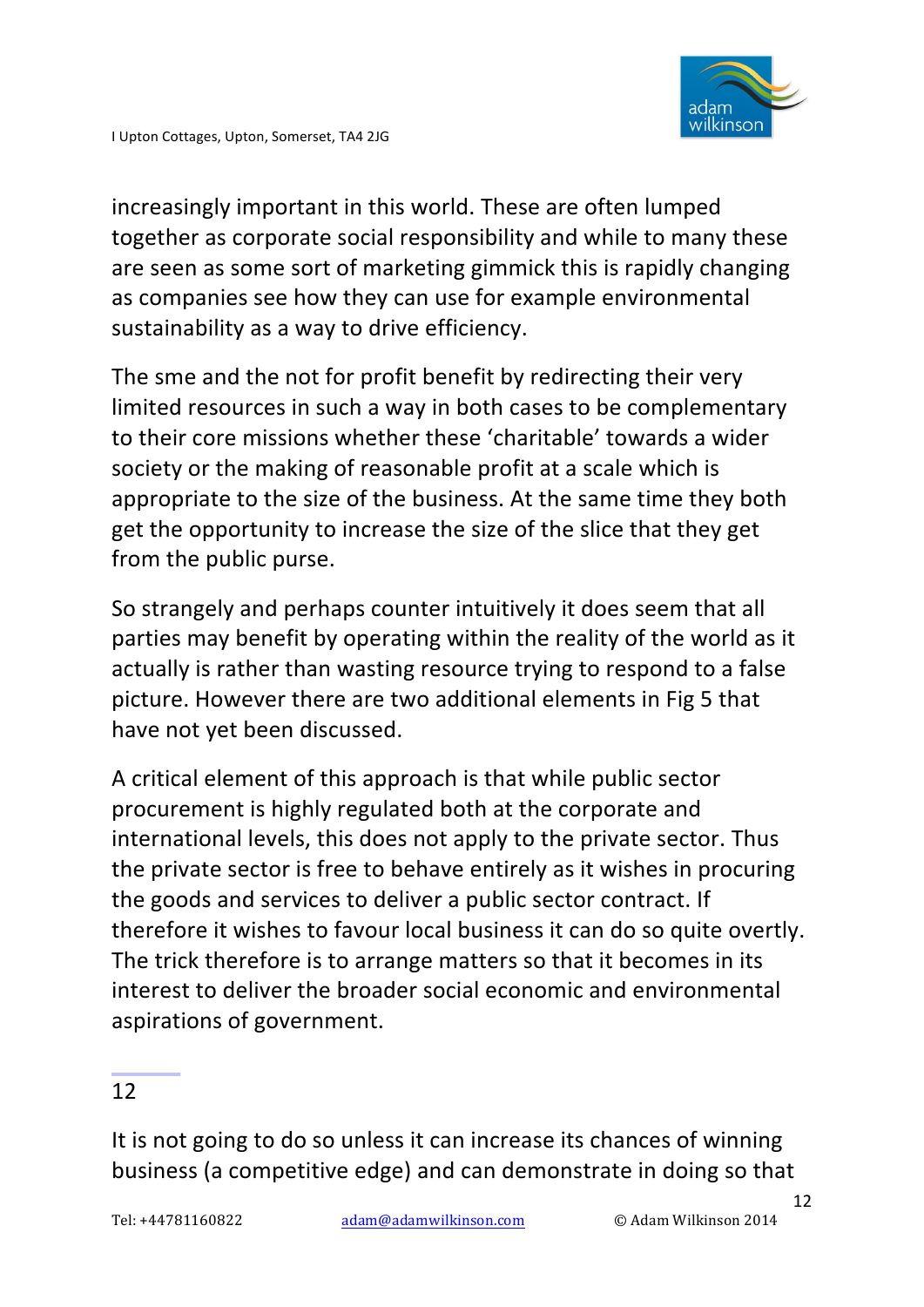increasingly important in this world. These are often lumped together as corporate social responsibility and while to many these are seen as some sort of marketing gimmick this is rapidly changing as companies see how they can use for example environmental sustainability as a way to drive efficiency.

The sme and the not for profit benefit by redirecting their very limited resources in such a way in both cases to be complementary to their core missions whether these 'charitable' towards a wider society or the making of reasonable profit at a scale which is appropriate to the size of the business. At the same time they both get the opportunity to increase the size of the slice that they get from the public purse.

So strangely and perhaps counter intuitively it does seem that all parties may benefit by operating within the reality of the world as it actually is rather than wasting resource trying to respond to a false picture. However there are two additional elements in Fig 5 that have not yet been discussed.

A critical element of this approach is that while public sector procurement is highly regulated both at the corporate and international levels, this does not apply to the private sector. Thus the private sector is free to behave entirely as it wishes in procuring the goods and services to deliver a public sector contract. If therefore it wishes to favour local business it can do so quite overtly. The trick therefore is to arrange matters so that it becomes in its interest to deliver the broader social economic and environmental aspirations of government.

It is not going to do so unless it can increase its chances of winning business (a competitive edge) and can demonstrate in doing so that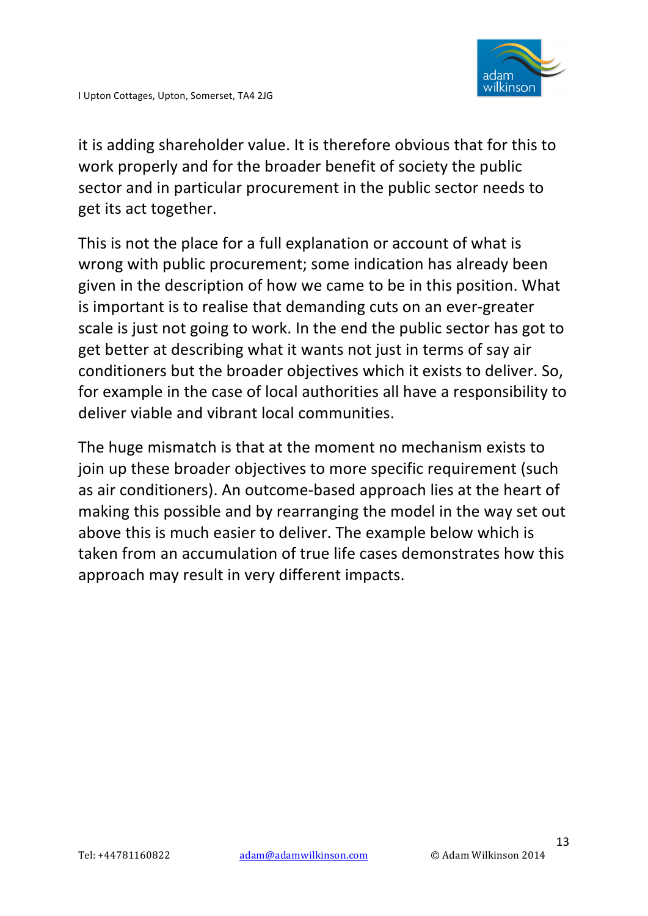it is adding shareholder value. It is therefore obvious that for this to work properly and for the broader benefit of society the public sector and in particular procurement in the public sector needs to get its act together.

This is not the place for a full explanation or account of what is wrong with public procurement; some indication has already been given in the description of how we came to be in this position. What is important is to realise that demanding cuts on an ever-greater scale is just not going to work. In the end the public sector has got to get better at describing what it wants not just in terms of say air conditioners but the broader objectives which it exists to deliver. So, for example in the case of local authorities all have a responsibility to deliver viable and vibrant local communities.

The huge mismatch is that at the moment no mechanism exists to join up these broader objectives to more specific requirement (such as air conditioners). An outcome-based approach lies at the heart of making this possible and by rearranging the model in the way set out above this is much easier to deliver. The example below which is taken from an accumulation of true life cases demonstrates how this approach may result in very different impacts.